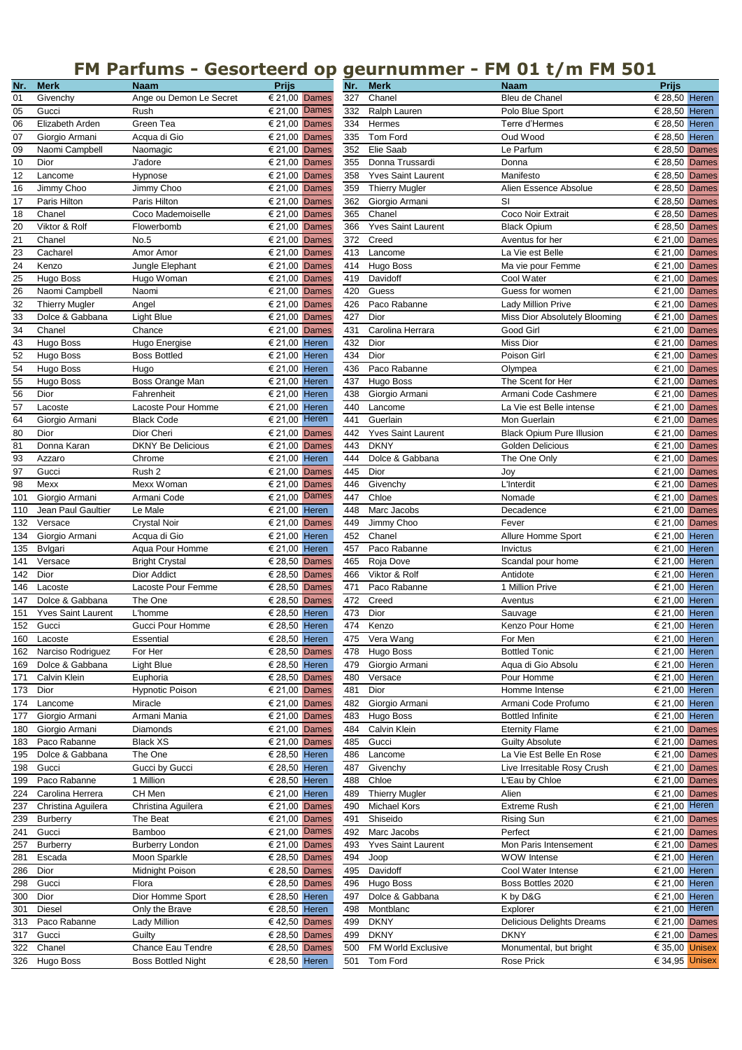# FM Parfums - Gesorteerd op geurnummer - FM 01 t/m FM 501

| Nr. | Merk | Naam | Prijs | |
|---|---|---|---|---|
| 01 | Givenchy | Ange ou Demon Le Secret | € 21,00 | Dames |
| 05 | Gucci | Rush | € 21,00 | Dames |
| 06 | Elizabeth Arden | Green Tea | € 21,00 | Dames |
| 07 | Giorgio Armani | Acqua di Gio | € 21,00 | Dames |
| 09 | Naomi Campbell | Naomagic | € 21,00 | Dames |
| 10 | Dior | J'adore | € 21,00 | Dames |
| 12 | Lancome | Hypnose | € 21,00 | Dames |
| 16 | Jimmy Choo | Jimmy Choo | € 21,00 | Dames |
| 17 | Paris Hilton | Paris Hilton | € 21,00 | Dames |
| 18 | Chanel | Coco Mademoiselle | € 21,00 | Dames |
| 20 | Viktor & Rolf | Flowerbomb | € 21,00 | Dames |
| 21 | Chanel | No.5 | € 21,00 | Dames |
| 23 | Cacharel | Amor Amor | € 21,00 | Dames |
| 24 | Kenzo | Jungle Elephant | € 21,00 | Dames |
| 25 | Hugo Boss | Hugo Woman | € 21,00 | Dames |
| 26 | Naomi Campbell | Naomi | € 21,00 | Dames |
| 32 | Thierry Mugler | Angel | € 21,00 | Dames |
| 33 | Dolce & Gabbana | Light Blue | € 21,00 | Dames |
| 34 | Chanel | Chance | € 21,00 | Dames |
| 43 | Hugo Boss | Hugo Energise | € 21,00 | Heren |
| 52 | Hugo Boss | Boss Bottled | € 21,00 | Heren |
| 54 | Hugo Boss | Hugo | € 21,00 | Heren |
| 55 | Hugo Boss | Boss Orange Man | € 21,00 | Heren |
| 56 | Dior | Fahrenheit | € 21,00 | Heren |
| 57 | Lacoste | Lacoste Pour Homme | € 21,00 | Heren |
| 64 | Giorgio Armani | Black Code | € 21,00 | Heren |
| 80 | Dior | Dior Cheri | € 21,00 | Dames |
| 81 | Donna Karan | DKNY Be Delicious | € 21,00 | Dames |
| 93 | Azzaro | Chrome | € 21,00 | Heren |
| 97 | Gucci | Rush 2 | € 21,00 | Dames |
| 98 | Mexx | Mexx Woman | € 21,00 | Dames |
| 101 | Giorgio Armani | Armani Code | € 21,00 | Dames |
| 110 | Jean Paul Gaultier | Le Male | € 21,00 | Heren |
| 132 | Versace | Crystal Noir | € 21,00 | Dames |
| 134 | Giorgio Armani | Acqua di Gio | € 21,00 | Heren |
| 135 | Bvlgari | Aqua Pour Homme | € 21,00 | Heren |
| 141 | Versace | Bright Crystal | € 28,50 | Dames |
| 142 | Dior | Dior Addict | € 28,50 | Dames |
| 146 | Lacoste | Lacoste Pour Femme | € 28,50 | Dames |
| 147 | Dolce & Gabbana | The One | € 28,50 | Dames |
| 151 | Yves Saint Laurent | L'homme | € 28,50 | Heren |
| 152 | Gucci | Gucci Pour Homme | € 28,50 | Heren |
| 160 | Lacoste | Essential | € 28,50 | Heren |
| 162 | Narciso Rodriguez | For Her | € 28,50 | Dames |
| 169 | Dolce & Gabbana | Light Blue | € 28,50 | Heren |
| 171 | Calvin Klein | Euphoria | € 28,50 | Dames |
| 173 | Dior | Hypnotic Poison | € 21,00 | Dames |
| 174 | Lancome | Miracle | € 21,00 | Dames |
| 177 | Giorgio Armani | Armani Mania | € 21,00 | Dames |
| 180 | Giorgio Armani | Diamonds | € 21,00 | Dames |
| 183 | Paco Rabanne | Black XS | € 21,00 | Dames |
| 195 | Dolce & Gabbana | The One | € 28,50 | Heren |
| 198 | Gucci | Gucci by Gucci | € 28,50 | Heren |
| 199 | Paco Rabanne | 1 Million | € 28,50 | Heren |
| 224 | Carolina Herrera | CH Men | € 21,00 | Heren |
| 237 | Christina Aguilera | Christina Aguilera | € 21,00 | Dames |
| 239 | Burberry | The Beat | € 21,00 | Dames |
| 241 | Gucci | Bamboo | € 21,00 | Dames |
| 257 | Burberry | Burberry London | € 21,00 | Dames |
| 281 | Escada | Moon Sparkle | € 28,50 | Dames |
| 286 | Dior | Midnight Poison | € 28,50 | Dames |
| 298 | Gucci | Flora | € 28,50 | Dames |
| 300 | Dior | Dior Homme Sport | € 28,50 | Heren |
| 301 | Diesel | Only the Brave | € 28,50 | Heren |
| 313 | Paco Rabanne | Lady Million | € 42,50 | Dames |
| 317 | Gucci | Guilty | € 28,50 | Dames |
| 322 | Chanel | Chance Eau Tendre | € 28,50 | Dames |
| 326 | Hugo Boss | Boss Bottled Night | € 28,50 | Heren |
| 327 | Chanel | Bleu de Chanel | € 28,50 | Heren |
| 332 | Ralph Lauren | Polo Blue Sport | € 28,50 | Heren |
| 334 | Hermes | Terre d'Hermes | € 28,50 | Heren |
| 335 | Tom Ford | Oud Wood | € 28,50 | Heren |
| 352 | Elie Saab | Le Parfum | € 28,50 | Dames |
| 355 | Donna Trussardi | Donna | € 28,50 | Dames |
| 358 | Yves Saint Laurent | Manifesto | € 28,50 | Dames |
| 359 | Thierry Mugler | Alien Essence Absolue | € 28,50 | Dames |
| 362 | Giorgio Armani | SI | € 28,50 | Dames |
| 365 | Chanel | Coco Noir Extrait | € 28,50 | Dames |
| 366 | Yves Saint Laurent | Black Opium | € 28,50 | Dames |
| 372 | Creed | Aventus for her | € 21,00 | Dames |
| 413 | Lancome | La Vie est Belle | € 21,00 | Dames |
| 414 | Hugo Boss | Ma vie pour Femme | € 21,00 | Dames |
| 419 | Davidoff | Cool Water | € 21,00 | Dames |
| 420 | Guess | Guess for women | € 21,00 | Dames |
| 426 | Paco Rabanne | Lady Million Prive | € 21,00 | Dames |
| 427 | Dior | Miss Dior Absolutely Blooming | € 21,00 | Dames |
| 431 | Carolina Herrara | Good Girl | € 21,00 | Dames |
| 432 | Dior | Miss Dior | € 21,00 | Dames |
| 434 | Dior | Poison Girl | € 21,00 | Dames |
| 436 | Paco Rabanne | Olympea | € 21,00 | Dames |
| 437 | Hugo Boss | The Scent for Her | € 21,00 | Dames |
| 438 | Giorgio Armani | Armani Code Cashmere | € 21,00 | Dames |
| 440 | Lancome | La Vie est Belle intense | € 21,00 | Dames |
| 441 | Guerlain | Mon Guerlain | € 21,00 | Dames |
| 442 | Yves Saint Laurent | Black Opium Pure Illusion | € 21,00 | Dames |
| 443 | DKNY | Golden Delicious | € 21,00 | Dames |
| 444 | Dolce & Gabbana | The One Only | € 21,00 | Dames |
| 445 | Dior | Joy | € 21,00 | Dames |
| 446 | Givenchy | L'Interdit | € 21,00 | Dames |
| 447 | Chloe | Nomade | € 21,00 | Dames |
| 448 | Marc Jacobs | Decadence | € 21,00 | Dames |
| 449 | Jimmy Choo | Fever | € 21,00 | Dames |
| 452 | Chanel | Allure Homme Sport | € 21,00 | Heren |
| 457 | Paco Rabanne | Invictus | € 21,00 | Heren |
| 465 | Roja Dove | Scandal pour home | € 21,00 | Heren |
| 466 | Viktor & Rolf | Antidote | € 21,00 | Heren |
| 471 | Paco Rabanne | 1 Million Prive | € 21,00 | Heren |
| 472 | Creed | Aventus | € 21,00 | Heren |
| 473 | Dior | Sauvage | € 21,00 | Heren |
| 474 | Kenzo | Kenzo Pour Home | € 21,00 | Heren |
| 475 | Vera Wang | For Men | € 21,00 | Heren |
| 478 | Hugo Boss | Bottled Tonic | € 21,00 | Heren |
| 479 | Giorgio Armani | Aqua di Gio Absolu | € 21,00 | Heren |
| 480 | Versace | Pour Homme | € 21,00 | Heren |
| 481 | Dior | Homme Intense | € 21,00 | Heren |
| 482 | Giorgio Armani | Armani Code Profumo | € 21,00 | Heren |
| 483 | Hugo Boss | Bottled Infinite | € 21,00 | Heren |
| 484 | Calvin Klein | Eternity Flame | € 21,00 | Dames |
| 485 | Gucci | Guilty Absolute | € 21,00 | Dames |
| 486 | Lancome | La Vie Est Belle En Rose | € 21,00 | Dames |
| 487 | Givenchy | Live Irresitable Rosy Crush | € 21,00 | Dames |
| 488 | Chloe | L'Eau by Chloe | € 21,00 | Dames |
| 489 | Thierry Mugler | Alien | € 21,00 | Dames |
| 490 | Michael Kors | Extreme Rush | € 21,00 | Heren |
| 491 | Shiseido | Rising Sun | € 21,00 | Dames |
| 492 | Marc Jacobs | Perfect | € 21,00 | Dames |
| 493 | Yves Saint Laurent | Mon Paris Intensement | € 21,00 | Dames |
| 494 | Joop | WOW Intense | € 21,00 | Heren |
| 495 | Davidoff | Cool Water Intense | € 21,00 | Heren |
| 496 | Hugo Boss | Boss Bottles 2020 | € 21,00 | Heren |
| 497 | Dolce & Gabbana | K by D&G | € 21,00 | Heren |
| 498 | Montblanc | Explorer | € 21,00 | Heren |
| 499 | DKNY | Delicious Delights Dreams | € 21,00 | Dames |
| 499 | DKNY | DKNY | € 21,00 | Dames |
| 500 | FM World Exclusive | Monumental, but bright | € 35,00 | Unisex |
| 501 | Tom Ford | Rose Prick | € 34,95 | Unisex |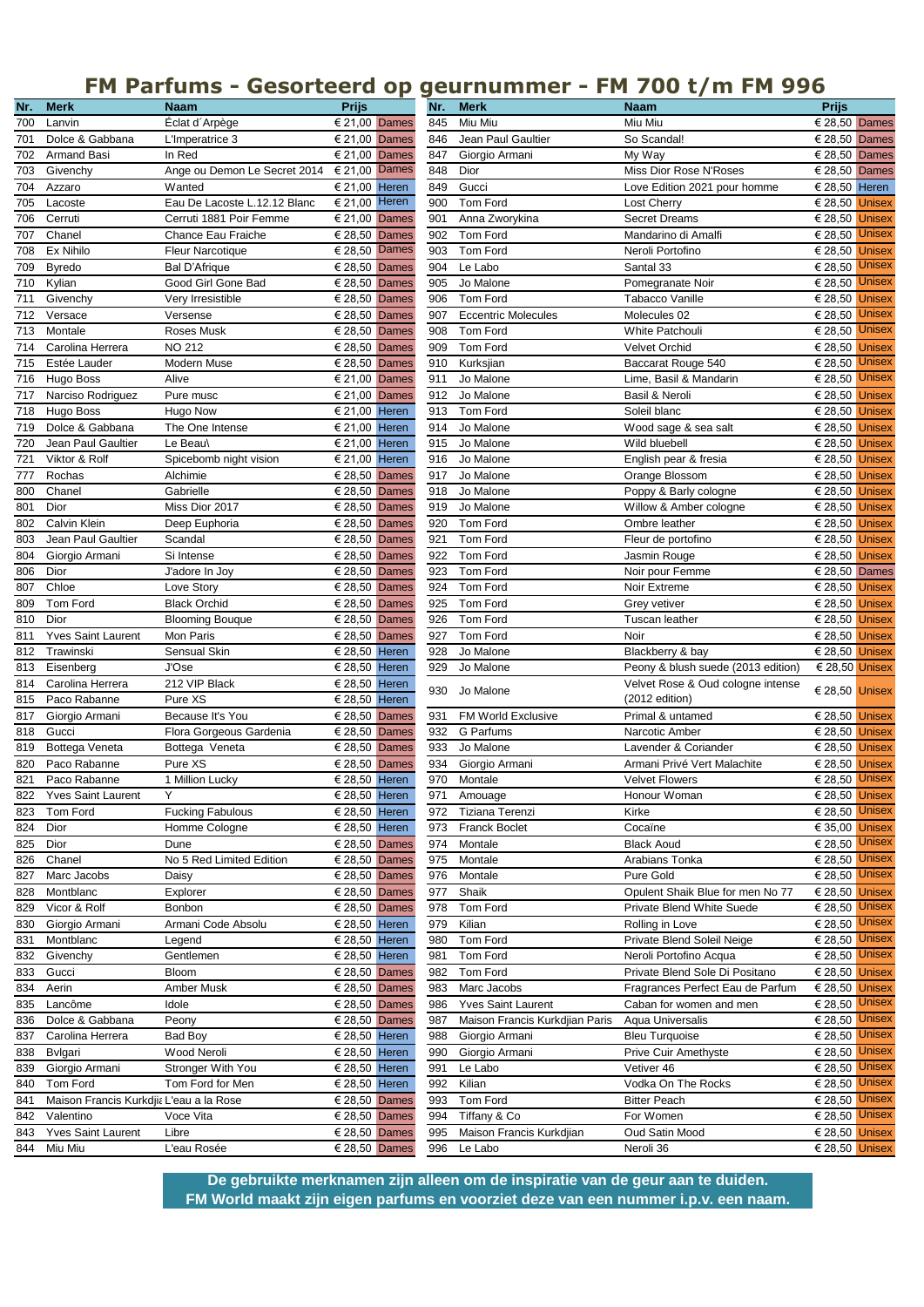# FM Parfums - Gesorteerd op geurnummer - FM 700 t/m FM 996

| Nr. | Merk | Naam | Prijs | |
|---|---|---|---|---|
| 700 | Lanvin | Éclat d´Arpège | € 21,00 | Dames |
| 701 | Dolce & Gabbana | L'Imperatrice 3 | € 21,00 | Dames |
| 702 | Armand Basi | In Red | € 21,00 | Dames |
| 703 | Givenchy | Ange ou Demon Le Secret 2014 | € 21,00 | Dames |
| 704 | Azzaro | Wanted | € 21,00 | Heren |
| 705 | Lacoste | Eau De Lacoste L.12.12 Blanc | € 21,00 | Heren |
| 706 | Cerruti | Cerruti 1881 Poir Femme | € 21,00 | Dames |
| 707 | Chanel | Chance Eau Fraiche | € 28,50 | Dames |
| 708 | Ex Nihilo | Fleur Narcotique | € 28,50 | Dames |
| 709 | Byredo | Bal D'Afrique | € 28,50 | Dames |
| 710 | Kylian | Good Girl Gone Bad | € 28,50 | Dames |
| 711 | Givenchy | Very Irresistible | € 28,50 | Dames |
| 712 | Versace | Versense | € 28,50 | Dames |
| 713 | Montale | Roses Musk | € 28,50 | Dames |
| 714 | Carolina Herrera | NO 212 | € 28,50 | Dames |
| 715 | Estée Lauder | Modern Muse | € 28,50 | Dames |
| 716 | Hugo Boss | Alive | € 21,00 | Dames |
| 717 | Narciso Rodriguez | Pure musc | € 21,00 | Dames |
| 718 | Hugo Boss | Hugo Now | € 21,00 | Heren |
| 719 | Dolce & Gabbana | The One Intense | € 21,00 | Heren |
| 720 | Jean Paul Gaultier | Le Beau\ | € 21,00 | Heren |
| 721 | Viktor & Rolf | Spicebomb night vision | € 21,00 | Heren |
| 777 | Rochas | Alchimie | € 28,50 | Dames |
| 800 | Chanel | Gabrielle | € 28,50 | Dames |
| 801 | Dior | Miss Dior 2017 | € 28,50 | Dames |
| 802 | Calvin Klein | Deep Euphoria | € 28,50 | Dames |
| 803 | Jean Paul Gaultier | Scandal | € 28,50 | Dames |
| 804 | Giorgio Armani | Si Intense | € 28,50 | Dames |
| 806 | Dior | J'adore In Joy | € 28,50 | Dames |
| 807 | Chloe | Love Story | € 28,50 | Dames |
| 809 | Tom Ford | Black Orchid | € 28,50 | Dames |
| 810 | Dior | Blooming Bouque | € 28,50 | Dames |
| 811 | Yves Saint Laurent | Mon Paris | € 28,50 | Dames |
| 812 | Trawinski | Sensual Skin | € 28,50 | Heren |
| 813 | Eisenberg | J'Ose | € 28,50 | Heren |
| 814 | Carolina Herrera | 212 VIP Black | € 28,50 | Heren |
| 815 | Paco Rabanne | Pure XS | € 28,50 | Heren |
| 817 | Giorgio Armani | Because It's You | € 28,50 | Dames |
| 818 | Gucci | Flora Gorgeous Gardenia | € 28,50 | Dames |
| 819 | Bottega Veneta | Bottega Veneta | € 28,50 | Dames |
| 820 | Paco Rabanne | Pure XS | € 28,50 | Dames |
| 821 | Paco Rabanne | 1 Million Lucky | € 28,50 | Heren |
| 822 | Yves Saint Laurent | Y | € 28,50 | Heren |
| 823 | Tom Ford | Fucking Fabulous | € 28,50 | Heren |
| 824 | Dior | Homme Cologne | € 28,50 | Heren |
| 825 | Dior | Dune | € 28,50 | Dames |
| 826 | Chanel | No 5 Red Limited Edition | € 28,50 | Dames |
| 827 | Marc Jacobs | Daisy | € 28,50 | Dames |
| 828 | Montblanc | Explorer | € 28,50 | Dames |
| 829 | Vicor & Rolf | Bonbon | € 28,50 | Dames |
| 830 | Giorgio Armani | Armani Code Absolu | € 28,50 | Heren |
| 831 | Montblanc | Legend | € 28,50 | Heren |
| 832 | Givenchy | Gentlemen | € 28,50 | Heren |
| 833 | Gucci | Bloom | € 28,50 | Dames |
| 834 | Aerin | Amber Musk | € 28,50 | Dames |
| 835 | Lancôme | Idole | € 28,50 | Dames |
| 836 | Dolce & Gabbana | Peony | € 28,50 | Dames |
| 837 | Carolina Herrera | Bad Boy | € 28,50 | Heren |
| 838 | Bvlgari | Wood Neroli | € 28,50 | Heren |
| 839 | Giorgio Armani | Stronger With You | € 28,50 | Heren |
| 840 | Tom Ford | Tom Ford for Men | € 28,50 | Heren |
| 841 | Maison Francis Kurkdjia | L'eau a la Rose | € 28,50 | Dames |
| 842 | Valentino | Voce Vita | € 28,50 | Dames |
| 843 | Yves Saint Laurent | Libre | € 28,50 | Dames |
| 844 | Miu Miu | L'eau Rosée | € 28,50 | Dames |
| 845 | Miu Miu | Miu Miu | € 28,50 | Dames |
| 846 | Jean Paul Gaultier | So Scandal! | € 28,50 | Dames |
| 847 | Giorgio Armani | My Way | € 28,50 | Dames |
| 848 | Dior | Miss Dior Rose N'Roses | € 28,50 | Dames |
| 849 | Gucci | Love Edition 2021 pour homme | € 28,50 | Heren |
| 900 | Tom Ford | Lost Cherry | € 28,50 | Unisex |
| 901 | Anna Zworykina | Secret Dreams | € 28,50 | Unisex |
| 902 | Tom Ford | Mandarino di Amalfi | € 28,50 | Unisex |
| 903 | Tom Ford | Neroli Portofino | € 28,50 | Unisex |
| 904 | Le Labo | Santal 33 | € 28,50 | Unisex |
| 905 | Jo Malone | Pomegranate Noir | € 28,50 | Unisex |
| 906 | Tom Ford | Tabacco Vanille | € 28,50 | Unisex |
| 907 | Eccentric Molecules | Molecules 02 | € 28,50 | Unisex |
| 908 | Tom Ford | White Patchouli | € 28,50 | Unisex |
| 909 | Tom Ford | Velvet Orchid | € 28,50 | Unisex |
| 910 | Kurksjian | Baccarat Rouge 540 | € 28,50 | Unisex |
| 911 | Jo Malone | Lime, Basil & Mandarin | € 28,50 | Unisex |
| 912 | Jo Malone | Basil & Neroli | € 28,50 | Unisex |
| 913 | Tom Ford | Soleil blanc | € 28,50 | Unisex |
| 914 | Jo Malone | Wood sage & sea salt | € 28,50 | Unisex |
| 915 | Jo Malone | Wild bluebell | € 28,50 | Unisex |
| 916 | Jo Malone | English pear & fresia | € 28,50 | Unisex |
| 917 | Jo Malone | Orange Blossom | € 28,50 | Unisex |
| 918 | Jo Malone | Poppy & Barly cologne | € 28,50 | Unisex |
| 919 | Jo Malone | Willow & Amber cologne | € 28,50 | Unisex |
| 920 | Tom Ford | Ombre leather | € 28,50 | Unisex |
| 921 | Tom Ford | Fleur de portofino | € 28,50 | Unisex |
| 922 | Tom Ford | Jasmin Rouge | € 28,50 | Unisex |
| 923 | Tom Ford | Noir pour Femme | € 28,50 | Dames |
| 924 | Tom Ford | Noir Extreme | € 28,50 | Unisex |
| 925 | Tom Ford | Grey vetiver | € 28,50 | Unisex |
| 926 | Tom Ford | Tuscan leather | € 28,50 | Unisex |
| 927 | Tom Ford | Noir | € 28,50 | Unisex |
| 928 | Jo Malone | Blackberry & bay | € 28,50 | Unisex |
| 929 | Jo Malone | Peony & blush suede (2013 edition) | € 28,50 | Unisex |
| 930 | Jo Malone | Velvet Rose & Oud cologne intense (2012 edition) | € 28,50 | Unisex |
| 931 | FM World Exclusive | Primal & untamed | € 28,50 | Unisex |
| 932 | G Parfums | Narcotic Amber | € 28,50 | Unisex |
| 933 | Jo Malone | Lavender & Coriander | € 28,50 | Unisex |
| 934 | Giorgio Armani | Armani Privé Vert Malachite | € 28,50 | Unisex |
| 970 | Montale | Velvet Flowers | € 28,50 | Unisex |
| 971 | Amouage | Honour Woman | € 28,50 | Unisex |
| 972 | Tiziana Terenzi | Kirke | € 28,50 | Unisex |
| 973 | Franck Boclet | Cocaïne | € 35,00 | Unisex |
| 974 | Montale | Black Aoud | € 28,50 | Unisex |
| 975 | Montale | Arabians Tonka | € 28,50 | Unisex |
| 976 | Montale | Pure Gold | € 28,50 | Unisex |
| 977 | Shaik | Opulent Shaik Blue for men No 77 | € 28,50 | Unisex |
| 978 | Tom Ford | Private Blend White Suede | € 28,50 | Unisex |
| 979 | Kilian | Rolling in Love | € 28,50 | Unisex |
| 980 | Tom Ford | Private Blend Soleil Neige | € 28,50 | Unisex |
| 981 | Tom Ford | Neroli Portofino Acqua | € 28,50 | Unisex |
| 982 | Tom Ford | Private Blend Sole Di Positano | € 28,50 | Unisex |
| 983 | Marc Jacobs | Fragrances Perfect Eau de Parfum | € 28,50 | Unisex |
| 986 | Yves Saint Laurent | Caban for women and men | € 28,50 | Unisex |
| 987 | Maison Francis Kurkdjian Paris | Aqua Universalis | € 28,50 | Unisex |
| 988 | Giorgio Armani | Bleu Turquoise | € 28,50 | Unisex |
| 990 | Giorgio Armani | Prive Cuir Amethyste | € 28,50 | Unisex |
| 991 | Le Labo | Vetiver 46 | € 28,50 | Unisex |
| 992 | Kilian | Vodka On The Rocks | € 28,50 | Unisex |
| 993 | Tom Ford | Bitter Peach | € 28,50 | Unisex |
| 994 | Tiffany & Co | For Women | € 28,50 | Unisex |
| 995 | Maison Francis Kurkdjian | Oud Satin Mood | € 28,50 | Unisex |
| 996 | Le Labo | Neroli 36 | € 28,50 | Unisex |

**De gebruikte merknamen zijn alleen om de inspiratie van de geur aan te duiden.**
**FM World maakt zijn eigen parfums en voorziet deze van een nummer i.p.v. een naam.**